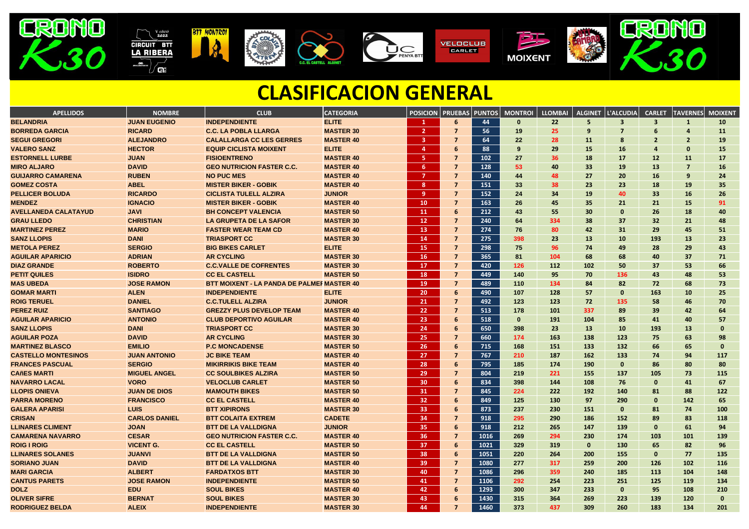# CLASIFICACION GENERAL

| APELLIDOS | NOMBRE | CLUB | CATEGORIA | POSICION | PRUEBAS | PUNTOS | MONTROI | LLOMBAI | ALGINET | L'ALCUDIA | CARLET | TAVERNES | MOIXENT |
|---|---|---|---|---|---|---|---|---|---|---|---|---|---|
| BELANDRIA | JUAN EUGENIO | INDEPENDIENTE | ELITE | 1 | 6 | 44 | 0 | 22 | 5 | 3 | 3 | 1 | 10 |
| BORREDA GARCIA | RICARD | C.C. LA POBLA LLARGA | MASTER 30 | 2 | 7 | 56 | 19 | 25 | 9 | 7 | 6 | 4 | 11 |
| SEGUI GREGORI | ALEJANDRO | CALALLARGA CC LES GERRES | MASTER 40 | 3 | 7 | 64 | 22 | 28 | 11 | 8 | 2 | 2 | 19 |
| VALERO SANZ | HECTOR | EQUIP CICLISTA MOIXENT | ELITE | 4 | 6 | 88 | 9 | 29 | 15 | 16 | 4 | 0 | 15 |
| ESTORNELL LURBE | JUAN | FISIOENTRENO | MASTER 40 | 5 | 7 | 102 | 27 | 36 | 18 | 17 | 12 | 11 | 17 |
| MIRO ALJARO | DAVID | GEO NUTRICION FASTER C.C. | MASTER 40 | 6 | 7 | 128 | 53 | 40 | 33 | 19 | 13 | 7 | 16 |
| GUIJARRO CAMARENA | RUBEN | NO PUC MES | MASTER 40 | 7 | 7 | 140 | 44 | 48 | 27 | 20 | 16 | 9 | 24 |
| GOMEZ COSTA | ABEL | MISTER BIKER - GOBIK | MASTER 40 | 8 | 7 | 151 | 33 | 38 | 23 | 23 | 18 | 19 | 35 |
| PELLICER BOLUDA | RICARDO | CICLISTA TULELL ALZIRA | JUNIOR | 9 | 7 | 152 | 24 | 34 | 19 | 40 | 33 | 16 | 26 |
| MENDEZ | IGNACIO | MISTER BIKER - GOBIK | MASTER 40 | 10 | 7 | 163 | 26 | 45 | 35 | 21 | 21 | 15 | 91 |
| AVELLANEDA CALATAYUD | JAVI | BH CONCEPT VALENCIA | MASTER 50 | 11 | 6 | 212 | 43 | 55 | 30 | 0 | 26 | 18 | 40 |
| GRAU LLEDO | CHRISTIAN | LA GRUPETA DE LA SAFOR | MASTER 30 | 12 | 7 | 240 | 64 | 334 | 38 | 37 | 32 | 21 | 48 |
| MARTINEZ PEREZ | MARIO | FASTER WEAR TEAM CD | MASTER 40 | 13 | 7 | 274 | 76 | 80 | 42 | 31 | 29 | 45 | 51 |
| SANZ LLOPIS | DANI | TRIASPORT CC | MASTER 30 | 14 | 7 | 275 | 398 | 23 | 13 | 10 | 193 | 13 | 23 |
| METOLA PEREZ | SERGIO | BIG BIKES CARLET | ELITE | 15 | 7 | 298 | 75 | 96 | 74 | 49 | 28 | 29 | 43 |
| AGUILAR APARICIO | ADRIAN | AR CYCLING | MASTER 30 | 16 | 7 | 365 | 81 | 104 | 68 | 68 | 40 | 37 | 71 |
| DIAZ GRANDE | ROBERTO | C.C.VALLE DE COFRENTES | MASTER 30 | 17 | 7 | 420 | 126 | 112 | 102 | 50 | 37 | 53 | 66 |
| PETIT QUILES | ISIDRO | CC EL CASTELL | MASTER 50 | 18 | 7 | 449 | 140 | 95 | 70 | 136 | 43 | 48 | 53 |
| MAS UBEDA | JOSE RAMON | BTT MOIXENT - LA PANDA DE PALMEI | MASTER 40 | 19 | 7 | 489 | 110 | 134 | 84 | 82 | 72 | 68 | 73 |
| GOMAR MARTI | ALEN | INDEPENDIENTE | ELITE | 20 | 6 | 490 | 107 | 128 | 57 | 0 | 163 | 10 | 25 |
| ROIG TERUEL | DANIEL | C.C.TULELL ALZIRA | JUNIOR | 21 | 7 | 492 | 123 | 123 | 72 | 135 | 58 | 46 | 70 |
| PEREZ RUIZ | SANTIAGO | GREZZY PLUS DEVELOP TEAM | MASTER 40 | 22 | 7 | 513 | 178 | 101 | 337 | 89 | 39 | 42 | 64 |
| AGUILAR APARICIO | ANTONIO | CLUB DEPORTIVO AGUILAR | MASTER 40 | 23 | 6 | 518 | 0 | 191 | 104 | 85 | 41 | 40 | 57 |
| SANZ LLOPIS | DANI | TRIASPORT CC | MASTER 30 | 24 | 6 | 650 | 398 | 23 | 13 | 10 | 193 | 13 | 0 |
| AGUILAR POZA | DAVID | AR CYCLING | MASTER 30 | 25 | 7 | 660 | 174 | 163 | 138 | 123 | 75 | 63 | 98 |
| MARTINEZ BLASCO | EMILIO | P.C MONCADENSE | MASTER 50 | 26 | 6 | 715 | 168 | 151 | 133 | 132 | 66 | 65 | 0 |
| CASTELLO MONTESINOS | JUAN ANTONIO | JC BIKE TEAM | MASTER 40 | 27 | 7 | 767 | 210 | 187 | 162 | 133 | 74 | 94 | 117 |
| FRANCES PASCUAL | SERGIO | MIKIRRIKIS BIKE TEAM | MASTER 40 | 28 | 6 | 795 | 185 | 174 | 190 | 0 | 86 | 80 | 80 |
| CAñES MARTI | MIGUEL ANGEL | CC SOULBIKES ALZIRA | MASTER 50 | 29 | 7 | 804 | 219 | 221 | 155 | 137 | 105 | 73 | 115 |
| NAVARRO LACAL | VORO | VELOCLUB CARLET | MASTER 50 | 30 | 6 | 834 | 398 | 144 | 108 | 76 | 0 | 41 | 67 |
| LLOPIS ONIEVA | JUAN DE DIOS | MAMOUTH BIKES | MASTER 50 | 31 | 7 | 845 | 224 | 222 | 192 | 140 | 81 | 88 | 122 |
| PARRA MORENO | FRANCISCO | CC EL CASTELL | MASTER 40 | 32 | 6 | 849 | 125 | 130 | 97 | 290 | 0 | 142 | 65 |
| GALERA APARISI | LUIS | BTT XIPIRONS | MASTER 30 | 33 | 6 | 873 | 237 | 230 | 151 | 0 | 81 | 74 | 100 |
| CRISAN | CARLOS DANIEL | BTT COLAITA EXTREM | CADETE | 34 | 7 | 918 | 295 | 290 | 186 | 152 | 89 | 83 | 118 |
| LLINARES CLIMENT | JOAN | BTT DE LA VALLDIGNA | JUNIOR | 35 | 6 | 918 | 212 | 265 | 147 | 139 | 0 | 61 | 94 |
| CAMARENA NAVARRO | CESAR | GEO NUTRICION FASTER C.C. | MASTER 40 | 36 | 7 | 1016 | 269 | 294 | 230 | 174 | 103 | 101 | 139 |
| ROIG I ROIG | VICENT G. | CC EL CASTELL | MASTER 50 | 37 | 6 | 1021 | 329 | 319 | 0 | 130 | 65 | 82 | 96 |
| LLINARES SOLANES | JUANVI | BTT DE LA VALLDIGNA | MASTER 50 | 38 | 6 | 1051 | 220 | 264 | 200 | 155 | 0 | 77 | 135 |
| SORIANO JUAN | DAVID | BTT DE LA VALLDIGNA | MASTER 40 | 39 | 7 | 1080 | 277 | 317 | 259 | 200 | 126 | 102 | 116 |
| MARI GARCIA | ALBERT | FARDATXOS BTT | MASTER 30 | 40 | 7 | 1086 | 296 | 359 | 240 | 185 | 113 | 104 | 148 |
| CANTUS PARETS | JOSE RAMON | INDEPENDIENTE | MASTER 50 | 41 | 7 | 1106 | 292 | 254 | 223 | 251 | 125 | 119 | 134 |
| DOLZ | EDU | SOUL BIKES | MASTER 40 | 42 | 6 | 1293 | 300 | 347 | 233 | 0 | 95 | 108 | 210 |
| OLIVER SIFRE | BERNAT | SOUL BIKES | MASTER 30 | 43 | 6 | 1430 | 315 | 364 | 269 | 223 | 139 | 120 | 0 |
| RODRIGUEZ BELDA | ALEIX | INDEPENDIENTE | MASTER 30 | 44 | 7 | 1460 | 373 | 437 | 309 | 260 | 183 | 134 | 201 |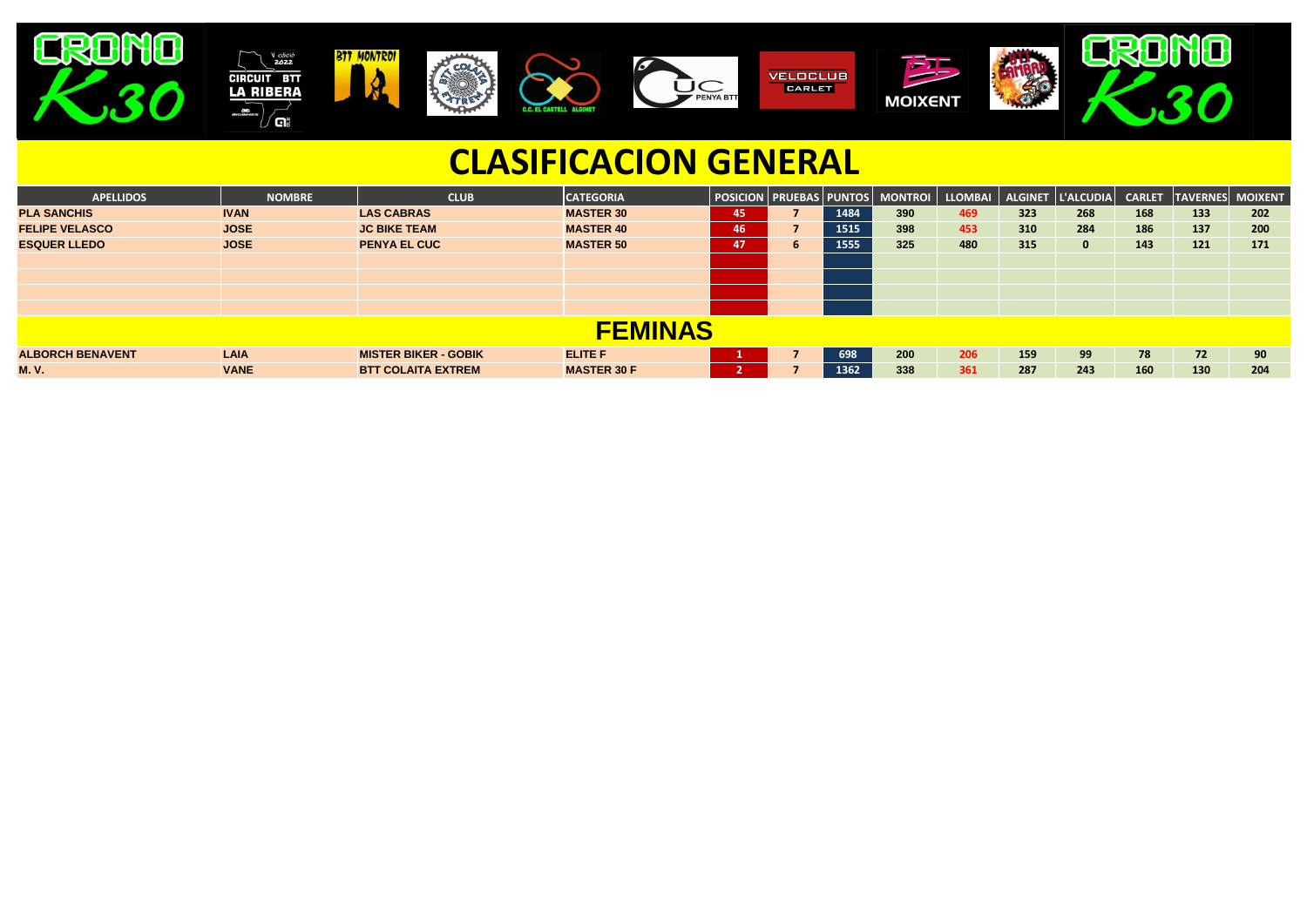# CLASIFICACION GENERAL

| APELLIDOS | NOMBRE | CLUB | CATEGORIA | POSICION | PRUEBAS | PUNTOS | MONTROI | LLOMBAI | ALGINET | L'ALCUDIA | CARLET | TAVERNES | MOIXENT |
|---|---|---|---|---|---|---|---|---|---|---|---|---|---|
| PLA SANCHIS | IVAN | LAS CABRAS | MASTER 30 | 45 | 7 | 1484 | 390 | 469 | 323 | 268 | 168 | 133 | 202 |
| FELIPE VELASCO | JOSE | JC BIKE TEAM | MASTER 40 | 46 | 7 | 1515 | 398 | 453 | 310 | 284 | 186 | 137 | 200 |
| ESQUER LLEDO | JOSE | PENYA EL CUC | MASTER 50 | 47 | 6 | 1555 | 325 | 480 | 315 | 0 | 143 | 121 | 171 |
| | | | | | | | | | | | | | |
| | | | | | | | | | | | | | |
| | | | | | | | | | | | | | |
| | | | | | | | | | | | | | |
| **FEMINAS** | | | | | | | | | | | | | |
| ALBORCH BENAVENT | LAIA | MISTER BIKER - GOBIK | ELITE F | 1 | 7 | 698 | 200 | 206 | 159 | 99 | 78 | 72 | 90 |
| M. V. | VANE | BTT COLAITA EXTREM | MASTER 30 F | 2 | 7 | 1362 | 338 | 361 | 287 | 243 | 160 | 130 | 204 |